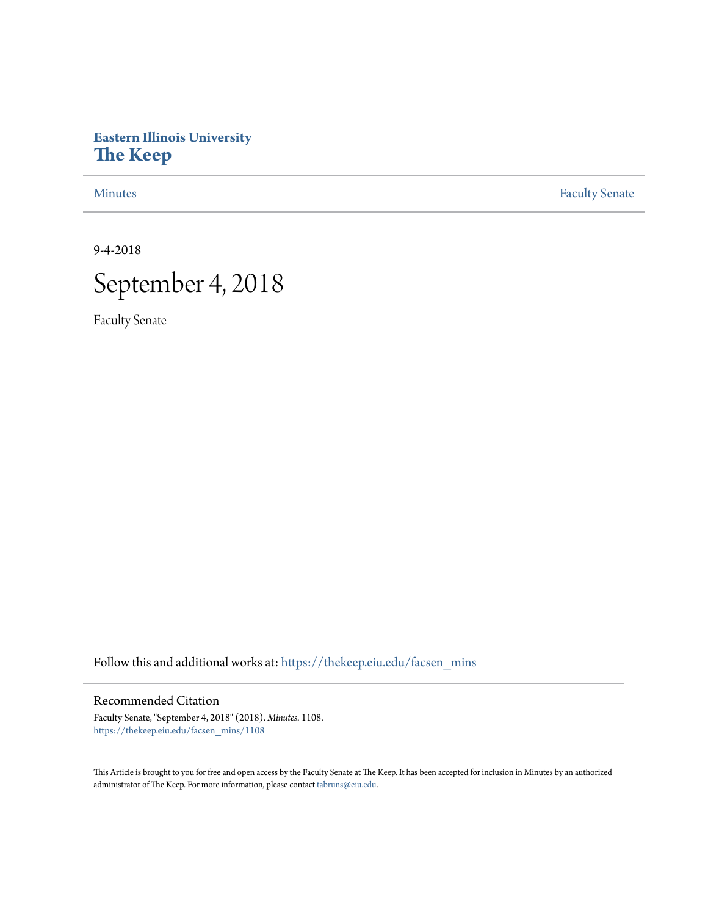# Eastern Illinois University
# The Keep

Minutes | Faculty Senate

9-4-2018

# September 4, 2018

Faculty Senate

Follow this and additional works at: https://thekeep.eiu.edu/facsen_mins

## Recommended Citation

Faculty Senate, "September 4, 2018" (2018). *Minutes*. 1108.
https://thekeep.eiu.edu/facsen_mins/1108

This Article is brought to you for free and open access by the Faculty Senate at The Keep. It has been accepted for inclusion in Minutes by an authorized administrator of The Keep. For more information, please contact tabruns@eiu.edu.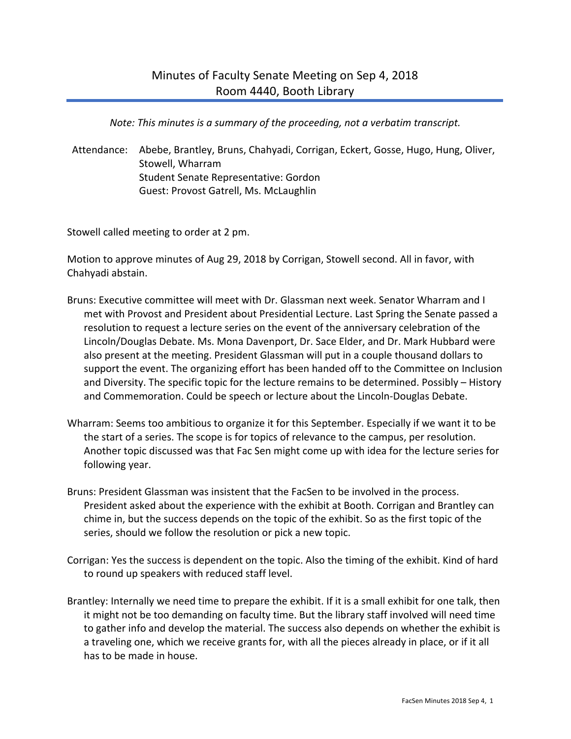# Minutes of Faculty Senate Meeting on Sep 4, 2018
## Room 4440, Booth Library

*Note: This minutes is a summary of the proceeding, not a verbatim transcript.*

Attendance: Abebe, Brantley, Bruns, Chahyadi, Corrigan, Eckert, Gosse, Hugo, Hung, Oliver, Stowell, Wharram
Student Senate Representative: Gordon
Guest: Provost Gatrell, Ms. McLaughlin

Stowell called meeting to order at 2 pm.

Motion to approve minutes of Aug 29, 2018 by Corrigan, Stowell second. All in favor, with Chahyadi abstain.

Bruns: Executive committee will meet with Dr. Glassman next week. Senator Wharram and I met with Provost and President about Presidential Lecture. Last Spring the Senate passed a resolution to request a lecture series on the event of the anniversary celebration of the Lincoln/Douglas Debate. Ms. Mona Davenport, Dr. Sace Elder, and Dr. Mark Hubbard were also present at the meeting. President Glassman will put in a couple thousand dollars to support the event. The organizing effort has been handed off to the Committee on Inclusion and Diversity. The specific topic for the lecture remains to be determined. Possibly – History and Commemoration. Could be speech or lecture about the Lincoln-Douglas Debate.

Wharram: Seems too ambitious to organize it for this September. Especially if we want it to be the start of a series. The scope is for topics of relevance to the campus, per resolution. Another topic discussed was that Fac Sen might come up with idea for the lecture series for following year.

Bruns: President Glassman was insistent that the FacSen to be involved in the process. President asked about the experience with the exhibit at Booth. Corrigan and Brantley can chime in, but the success depends on the topic of the exhibit. So as the first topic of the series, should we follow the resolution or pick a new topic.

Corrigan: Yes the success is dependent on the topic. Also the timing of the exhibit. Kind of hard to round up speakers with reduced staff level.

Brantley: Internally we need time to prepare the exhibit. If it is a small exhibit for one talk, then it might not be too demanding on faculty time. But the library staff involved will need time to gather info and develop the material. The success also depends on whether the exhibit is a traveling one, which we receive grants for, with all the pieces already in place, or if it all has to be made in house.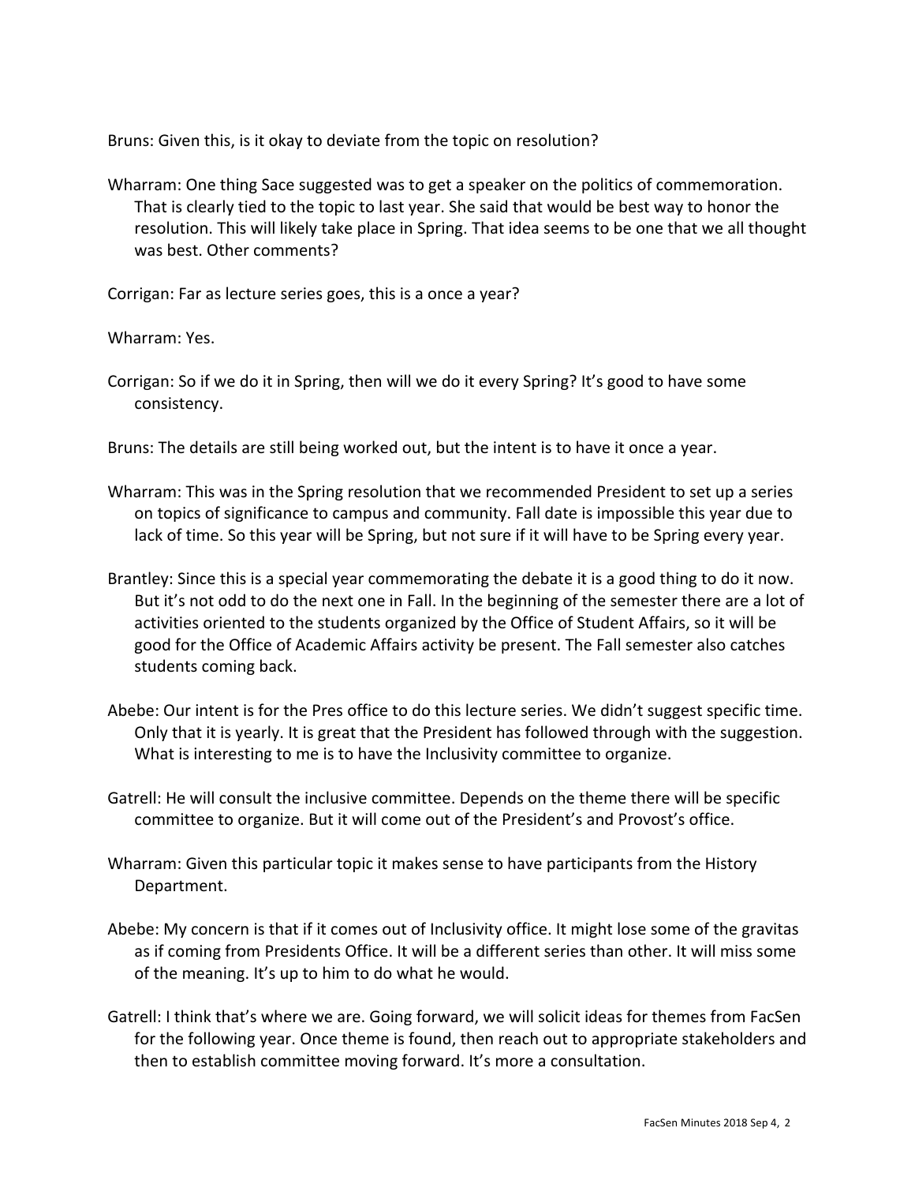Bruns: Given this, is it okay to deviate from the topic on resolution?

Wharram: One thing Sace suggested was to get a speaker on the politics of commemoration. That is clearly tied to the topic to last year. She said that would be best way to honor the resolution. This will likely take place in Spring. That idea seems to be one that we all thought was best. Other comments?

Corrigan: Far as lecture series goes, this is a once a year?

Wharram: Yes.

Corrigan: So if we do it in Spring, then will we do it every Spring? It's good to have some consistency.

Bruns: The details are still being worked out, but the intent is to have it once a year.

Wharram: This was in the Spring resolution that we recommended President to set up a series on topics of significance to campus and community. Fall date is impossible this year due to lack of time. So this year will be Spring, but not sure if it will have to be Spring every year.

Brantley: Since this is a special year commemorating the debate it is a good thing to do it now. But it's not odd to do the next one in Fall. In the beginning of the semester there are a lot of activities oriented to the students organized by the Office of Student Affairs, so it will be good for the Office of Academic Affairs activity be present. The Fall semester also catches students coming back.

Abebe: Our intent is for the Pres office to do this lecture series. We didn't suggest specific time. Only that it is yearly. It is great that the President has followed through with the suggestion. What is interesting to me is to have the Inclusivity committee to organize.

Gatrell: He will consult the inclusive committee. Depends on the theme there will be specific committee to organize. But it will come out of the President's and Provost's office.

Wharram: Given this particular topic it makes sense to have participants from the History Department.

Abebe: My concern is that if it comes out of Inclusivity office. It might lose some of the gravitas as if coming from Presidents Office. It will be a different series than other. It will miss some of the meaning. It's up to him to do what he would.

Gatrell: I think that's where we are. Going forward, we will solicit ideas for themes from FacSen for the following year. Once theme is found, then reach out to appropriate stakeholders and then to establish committee moving forward. It's more a consultation.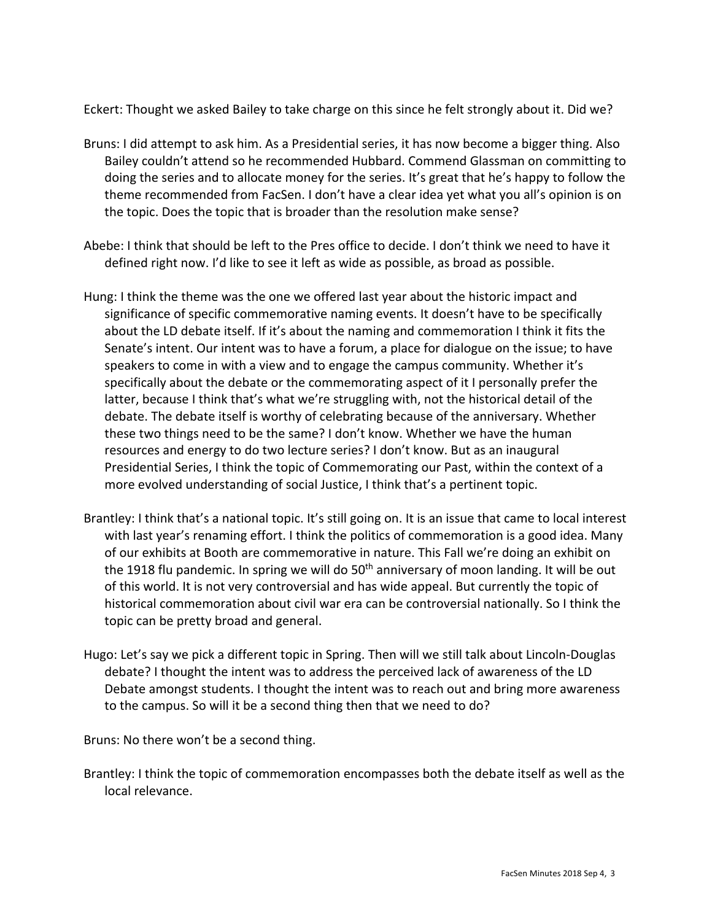Eckert: Thought we asked Bailey to take charge on this since he felt strongly about it. Did we?

Bruns: I did attempt to ask him. As a Presidential series, it has now become a bigger thing. Also Bailey couldn't attend so he recommended Hubbard. Commend Glassman on committing to doing the series and to allocate money for the series. It's great that he's happy to follow the theme recommended from FacSen. I don't have a clear idea yet what you all's opinion is on the topic. Does the topic that is broader than the resolution make sense?

Abebe: I think that should be left to the Pres office to decide. I don't think we need to have it defined right now. I'd like to see it left as wide as possible, as broad as possible.

Hung: I think the theme was the one we offered last year about the historic impact and significance of specific commemorative naming events. It doesn't have to be specifically about the LD debate itself. If it's about the naming and commemoration I think it fits the Senate's intent. Our intent was to have a forum, a place for dialogue on the issue; to have speakers to come in with a view and to engage the campus community. Whether it's specifically about the debate or the commemorating aspect of it I personally prefer the latter, because I think that's what we're struggling with, not the historical detail of the debate. The debate itself is worthy of celebrating because of the anniversary. Whether these two things need to be the same? I don't know. Whether we have the human resources and energy to do two lecture series? I don't know. But as an inaugural Presidential Series, I think the topic of Commemorating our Past, within the context of a more evolved understanding of social Justice, I think that's a pertinent topic.

Brantley: I think that's a national topic. It's still going on. It is an issue that came to local interest with last year's renaming effort. I think the politics of commemoration is a good idea. Many of our exhibits at Booth are commemorative in nature. This Fall we're doing an exhibit on the 1918 flu pandemic. In spring we will do 50th anniversary of moon landing. It will be out of this world. It is not very controversial and has wide appeal. But currently the topic of historical commemoration about civil war era can be controversial nationally. So I think the topic can be pretty broad and general.

Hugo: Let's say we pick a different topic in Spring. Then will we still talk about Lincoln-Douglas debate? I thought the intent was to address the perceived lack of awareness of the LD Debate amongst students. I thought the intent was to reach out and bring more awareness to the campus. So will it be a second thing then that we need to do?

Bruns: No there won't be a second thing.

Brantley: I think the topic of commemoration encompasses both the debate itself as well as the local relevance.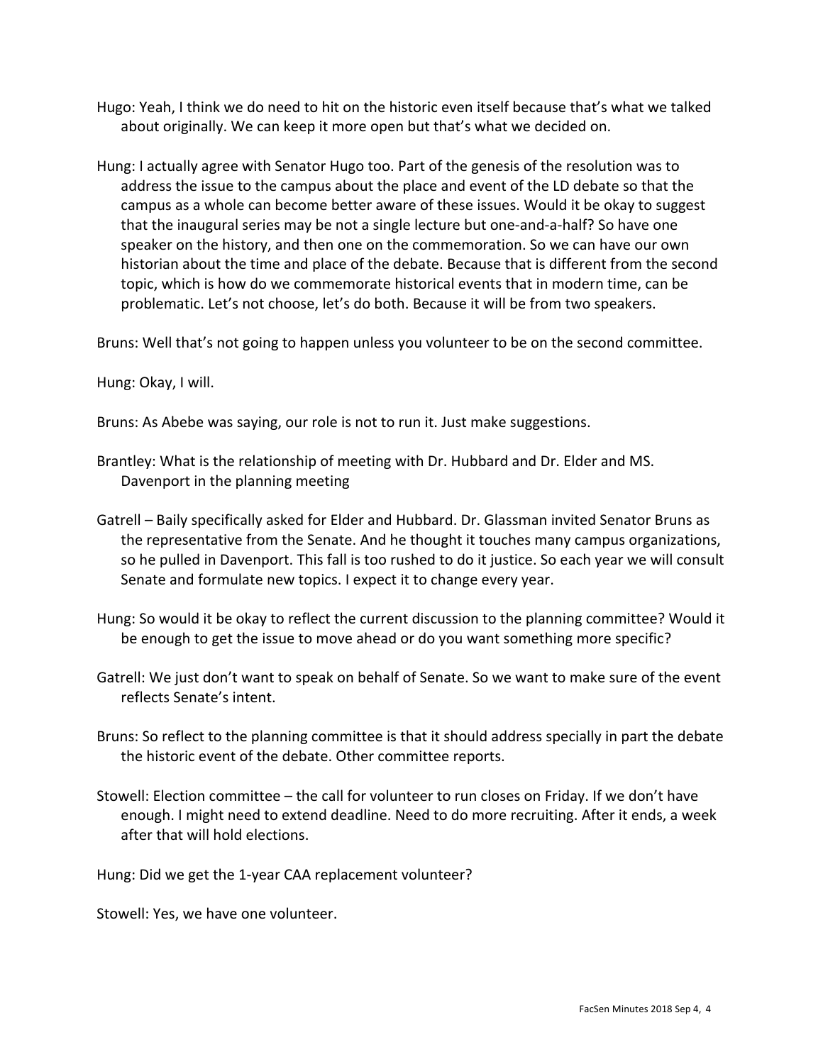Hugo: Yeah, I think we do need to hit on the historic even itself because that's what we talked about originally. We can keep it more open but that's what we decided on.

Hung: I actually agree with Senator Hugo too. Part of the genesis of the resolution was to address the issue to the campus about the place and event of the LD debate so that the campus as a whole can become better aware of these issues. Would it be okay to suggest that the inaugural series may be not a single lecture but one-and-a-half? So have one speaker on the history, and then one on the commemoration. So we can have our own historian about the time and place of the debate. Because that is different from the second topic, which is how do we commemorate historical events that in modern time, can be problematic. Let's not choose, let's do both. Because it will be from two speakers.

Bruns: Well that's not going to happen unless you volunteer to be on the second committee.

Hung: Okay, I will.

Bruns: As Abebe was saying, our role is not to run it. Just make suggestions.

Brantley: What is the relationship of meeting with Dr. Hubbard and Dr. Elder and MS. Davenport in the planning meeting

Gatrell – Baily specifically asked for Elder and Hubbard. Dr. Glassman invited Senator Bruns as the representative from the Senate. And he thought it touches many campus organizations, so he pulled in Davenport. This fall is too rushed to do it justice. So each year we will consult Senate and formulate new topics. I expect it to change every year.

Hung: So would it be okay to reflect the current discussion to the planning committee? Would it be enough to get the issue to move ahead or do you want something more specific?

Gatrell: We just don't want to speak on behalf of Senate. So we want to make sure of the event reflects Senate's intent.

Bruns: So reflect to the planning committee is that it should address specially in part the debate the historic event of the debate. Other committee reports.

Stowell: Election committee – the call for volunteer to run closes on Friday. If we don't have enough. I might need to extend deadline. Need to do more recruiting. After it ends, a week after that will hold elections.

Hung: Did we get the 1-year CAA replacement volunteer?

Stowell: Yes, we have one volunteer.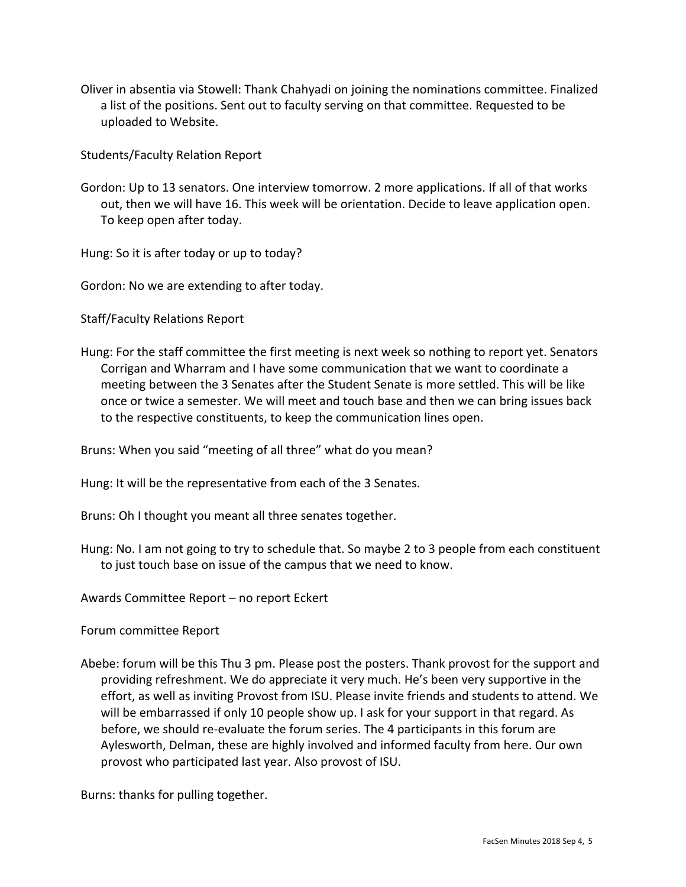Oliver in absentia via Stowell: Thank Chahyadi on joining the nominations committee. Finalized a list of the positions. Sent out to faculty serving on that committee. Requested to be uploaded to Website.

Students/Faculty Relation Report

Gordon: Up to 13 senators. One interview tomorrow. 2 more applications. If all of that works out, then we will have 16. This week will be orientation. Decide to leave application open. To keep open after today.

Hung: So it is after today or up to today?

Gordon: No we are extending to after today.

Staff/Faculty Relations Report

Hung: For the staff committee the first meeting is next week so nothing to report yet. Senators Corrigan and Wharram and I have some communication that we want to coordinate a meeting between the 3 Senates after the Student Senate is more settled. This will be like once or twice a semester. We will meet and touch base and then we can bring issues back to the respective constituents, to keep the communication lines open.

Bruns: When you said "meeting of all three" what do you mean?

Hung: It will be the representative from each of the 3 Senates.

Bruns: Oh I thought you meant all three senates together.

Hung: No. I am not going to try to schedule that. So maybe 2 to 3 people from each constituent to just touch base on issue of the campus that we need to know.

Awards Committee Report – no report Eckert

Forum committee Report

Abebe: forum will be this Thu 3 pm. Please post the posters. Thank provost for the support and providing refreshment. We do appreciate it very much. He's been very supportive in the effort, as well as inviting Provost from ISU. Please invite friends and students to attend. We will be embarrassed if only 10 people show up. I ask for your support in that regard. As before, we should re-evaluate the forum series. The 4 participants in this forum are Aylesworth, Delman, these are highly involved and informed faculty from here. Our own provost who participated last year. Also provost of ISU.

Burns: thanks for pulling together.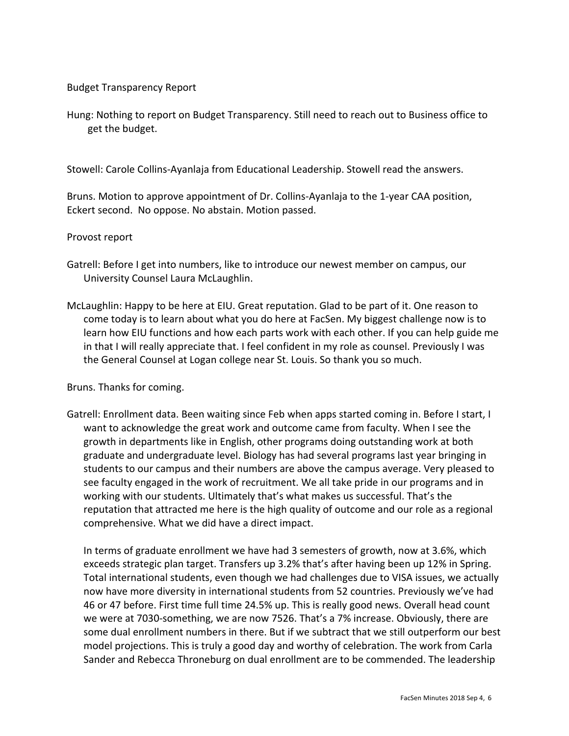Budget Transparency Report

Hung: Nothing to report on Budget Transparency. Still need to reach out to Business office to get the budget.

Stowell: Carole Collins-Ayanlaja from Educational Leadership. Stowell read the answers.

Bruns. Motion to approve appointment of Dr. Collins-Ayanlaja to the 1-year CAA position, Eckert second. No oppose. No abstain. Motion passed.

Provost report

Gatrell: Before I get into numbers, like to introduce our newest member on campus, our University Counsel Laura McLaughlin.

McLaughlin: Happy to be here at EIU. Great reputation. Glad to be part of it. One reason to come today is to learn about what you do here at FacSen. My biggest challenge now is to learn how EIU functions and how each parts work with each other. If you can help guide me in that I will really appreciate that. I feel confident in my role as counsel. Previously I was the General Counsel at Logan college near St. Louis. So thank you so much.

Bruns. Thanks for coming.

Gatrell: Enrollment data. Been waiting since Feb when apps started coming in. Before I start, I want to acknowledge the great work and outcome came from faculty. When I see the growth in departments like in English, other programs doing outstanding work at both graduate and undergraduate level. Biology has had several programs last year bringing in students to our campus and their numbers are above the campus average. Very pleased to see faculty engaged in the work of recruitment. We all take pride in our programs and in working with our students. Ultimately that's what makes us successful. That's the reputation that attracted me here is the high quality of outcome and our role as a regional comprehensive. What we did have a direct impact.

In terms of graduate enrollment we have had 3 semesters of growth, now at 3.6%, which exceeds strategic plan target. Transfers up 3.2% that's after having been up 12% in Spring. Total international students, even though we had challenges due to VISA issues, we actually now have more diversity in international students from 52 countries. Previously we've had 46 or 47 before. First time full time 24.5% up. This is really good news. Overall head count we were at 7030-something, we are now 7526. That's a 7% increase. Obviously, there are some dual enrollment numbers in there. But if we subtract that we still outperform our best model projections. This is truly a good day and worthy of celebration. The work from Carla Sander and Rebecca Throneburg on dual enrollment are to be commended. The leadership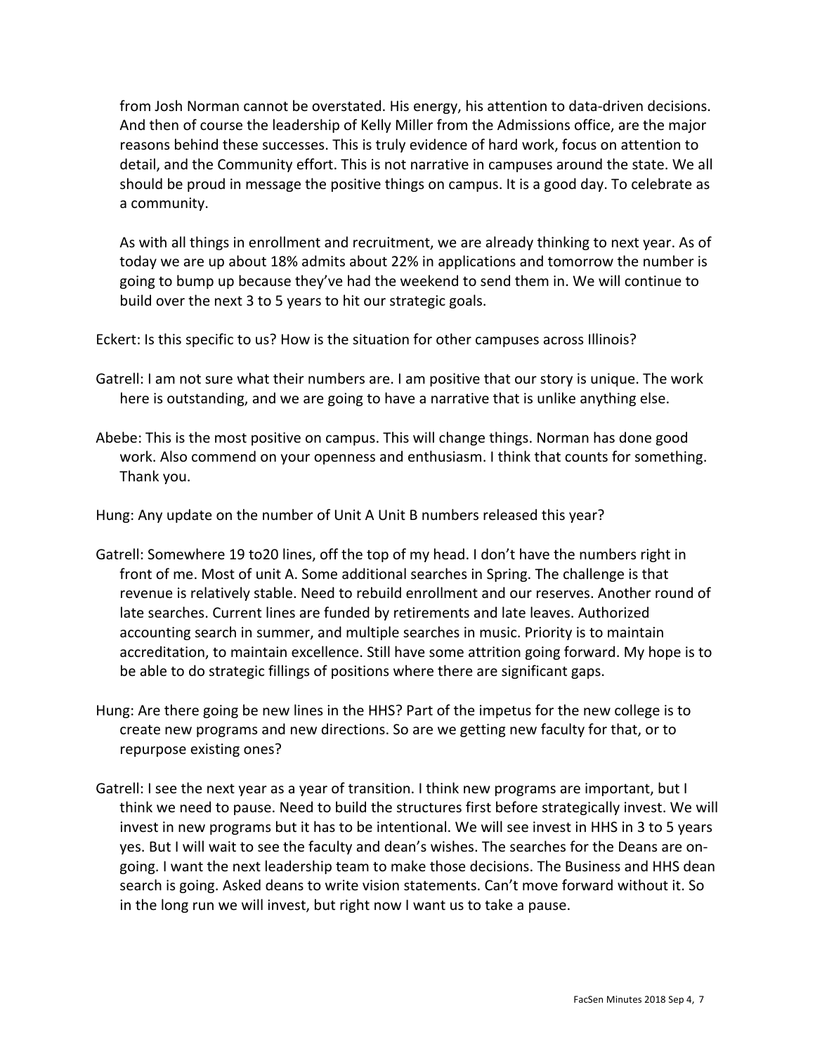from Josh Norman cannot be overstated. His energy, his attention to data-driven decisions. And then of course the leadership of Kelly Miller from the Admissions office, are the major reasons behind these successes. This is truly evidence of hard work, focus on attention to detail, and the Community effort. This is not narrative in campuses around the state. We all should be proud in message the positive things on campus. It is a good day. To celebrate as a community.

As with all things in enrollment and recruitment, we are already thinking to next year. As of today we are up about 18% admits about 22% in applications and tomorrow the number is going to bump up because they've had the weekend to send them in. We will continue to build over the next 3 to 5 years to hit our strategic goals.

Eckert: Is this specific to us? How is the situation for other campuses across Illinois?

Gatrell: I am not sure what their numbers are. I am positive that our story is unique. The work here is outstanding, and we are going to have a narrative that is unlike anything else.

Abebe: This is the most positive on campus. This will change things. Norman has done good work. Also commend on your openness and enthusiasm. I think that counts for something. Thank you.

Hung: Any update on the number of Unit A Unit B numbers released this year?

Gatrell: Somewhere 19 to20 lines, off the top of my head. I don't have the numbers right in front of me. Most of unit A. Some additional searches in Spring. The challenge is that revenue is relatively stable. Need to rebuild enrollment and our reserves. Another round of late searches. Current lines are funded by retirements and late leaves. Authorized accounting search in summer, and multiple searches in music. Priority is to maintain accreditation, to maintain excellence. Still have some attrition going forward. My hope is to be able to do strategic fillings of positions where there are significant gaps.

Hung: Are there going be new lines in the HHS? Part of the impetus for the new college is to create new programs and new directions. So are we getting new faculty for that, or to repurpose existing ones?

Gatrell: I see the next year as a year of transition. I think new programs are important, but I think we need to pause. Need to build the structures first before strategically invest. We will invest in new programs but it has to be intentional. We will see invest in HHS in 3 to 5 years yes. But I will wait to see the faculty and dean's wishes. The searches for the Deans are on-going. I want the next leadership team to make those decisions. The Business and HHS dean search is going. Asked deans to write vision statements. Can't move forward without it. So in the long run we will invest, but right now I want us to take a pause.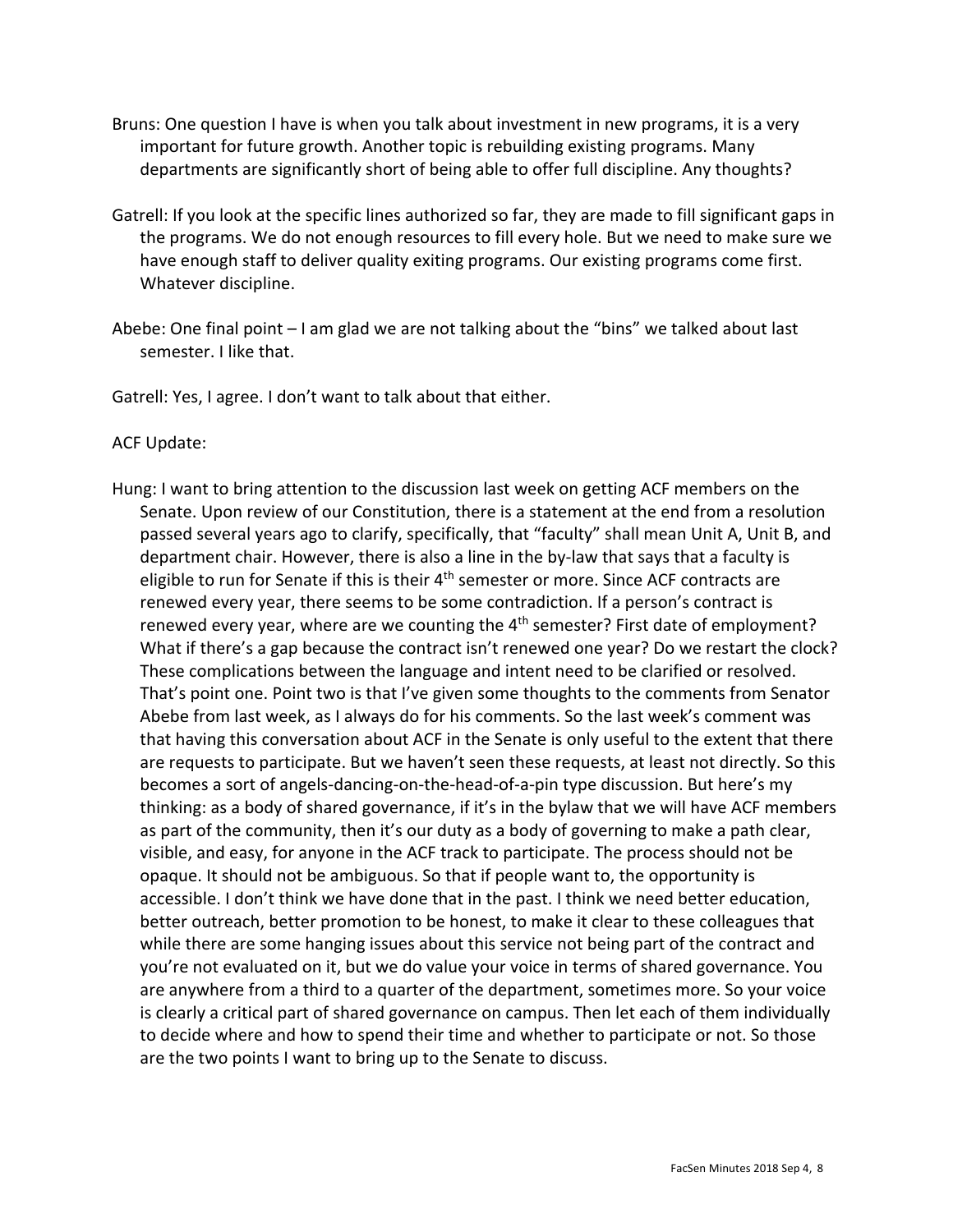Bruns: One question I have is when you talk about investment in new programs, it is a very important for future growth. Another topic is rebuilding existing programs. Many departments are significantly short of being able to offer full discipline. Any thoughts?

Gatrell: If you look at the specific lines authorized so far, they are made to fill significant gaps in the programs. We do not enough resources to fill every hole. But we need to make sure we have enough staff to deliver quality exiting programs. Our existing programs come first. Whatever discipline.

Abebe: One final point – I am glad we are not talking about the "bins" we talked about last semester. I like that.

Gatrell: Yes, I agree. I don't want to talk about that either.

ACF Update:

Hung: I want to bring attention to the discussion last week on getting ACF members on the Senate. Upon review of our Constitution, there is a statement at the end from a resolution passed several years ago to clarify, specifically, that "faculty" shall mean Unit A, Unit B, and department chair. However, there is also a line in the by-law that says that a faculty is eligible to run for Senate if this is their 4th semester or more. Since ACF contracts are renewed every year, there seems to be some contradiction. If a person's contract is renewed every year, where are we counting the 4th semester? First date of employment? What if there's a gap because the contract isn't renewed one year? Do we restart the clock? These complications between the language and intent need to be clarified or resolved. That's point one. Point two is that I've given some thoughts to the comments from Senator Abebe from last week, as I always do for his comments. So the last week's comment was that having this conversation about ACF in the Senate is only useful to the extent that there are requests to participate. But we haven't seen these requests, at least not directly. So this becomes a sort of angels-dancing-on-the-head-of-a-pin type discussion. But here's my thinking: as a body of shared governance, if it's in the bylaw that we will have ACF members as part of the community, then it's our duty as a body of governing to make a path clear, visible, and easy, for anyone in the ACF track to participate. The process should not be opaque. It should not be ambiguous. So that if people want to, the opportunity is accessible. I don't think we have done that in the past. I think we need better education, better outreach, better promotion to be honest, to make it clear to these colleagues that while there are some hanging issues about this service not being part of the contract and you're not evaluated on it, but we do value your voice in terms of shared governance. You are anywhere from a third to a quarter of the department, sometimes more. So your voice is clearly a critical part of shared governance on campus. Then let each of them individually to decide where and how to spend their time and whether to participate or not. So those are the two points I want to bring up to the Senate to discuss.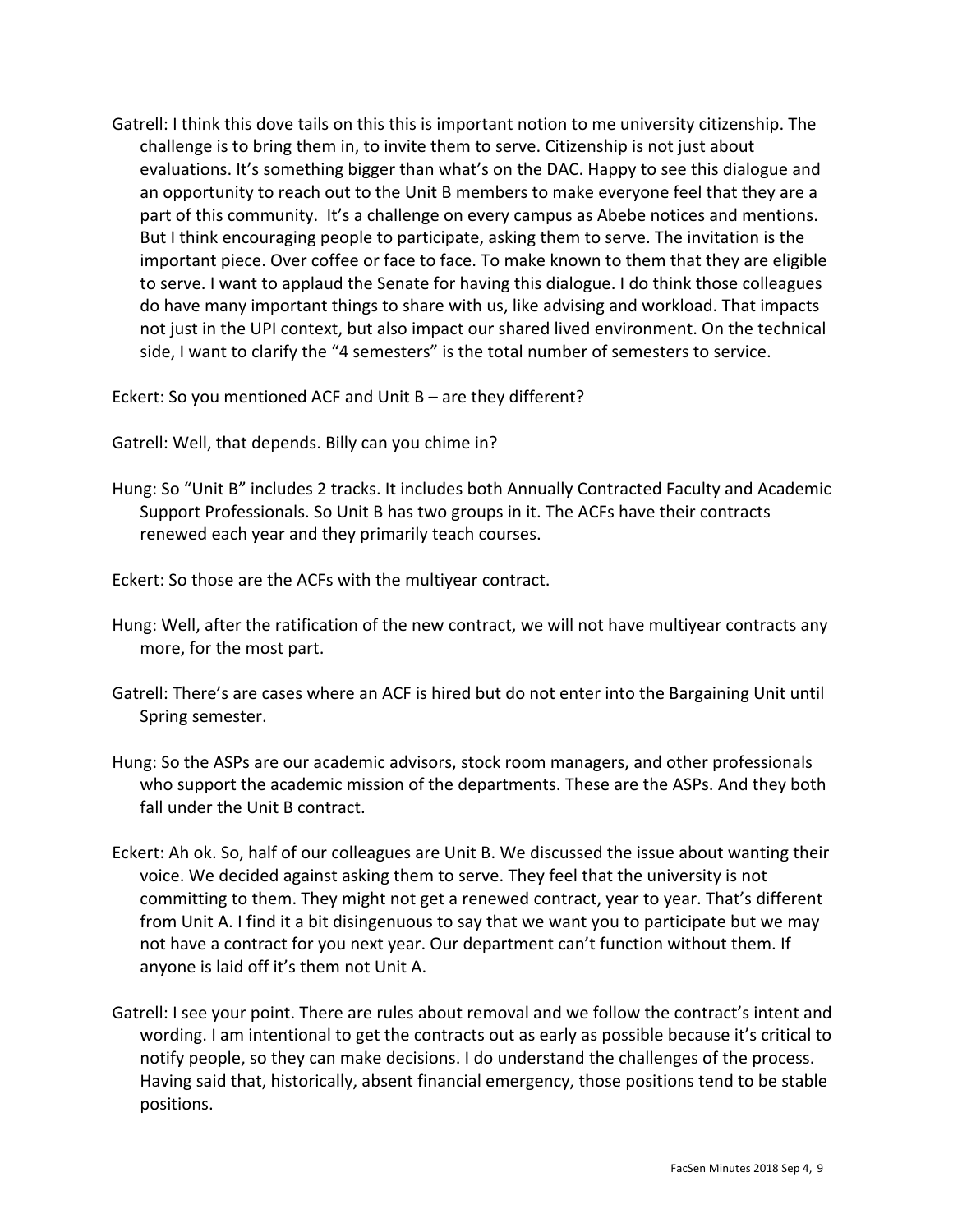Gatrell: I think this dove tails on this this is important notion to me university citizenship. The challenge is to bring them in, to invite them to serve. Citizenship is not just about evaluations. It's something bigger than what's on the DAC. Happy to see this dialogue and an opportunity to reach out to the Unit B members to make everyone feel that they are a part of this community.  It's a challenge on every campus as Abebe notices and mentions. But I think encouraging people to participate, asking them to serve. The invitation is the important piece. Over coffee or face to face. To make known to them that they are eligible to serve. I want to applaud the Senate for having this dialogue. I do think those colleagues do have many important things to share with us, like advising and workload. That impacts not just in the UPI context, but also impact our shared lived environment. On the technical side, I want to clarify the "4 semesters" is the total number of semesters to service.

Eckert: So you mentioned ACF and Unit B – are they different?

Gatrell: Well, that depends. Billy can you chime in?

Hung: So "Unit B" includes 2 tracks. It includes both Annually Contracted Faculty and Academic Support Professionals. So Unit B has two groups in it. The ACFs have their contracts renewed each year and they primarily teach courses.

Eckert: So those are the ACFs with the multiyear contract.

Hung: Well, after the ratification of the new contract, we will not have multiyear contracts any more, for the most part.

Gatrell: There's are cases where an ACF is hired but do not enter into the Bargaining Unit until Spring semester.

Hung: So the ASPs are our academic advisors, stock room managers, and other professionals who support the academic mission of the departments. These are the ASPs. And they both fall under the Unit B contract.

Eckert: Ah ok. So, half of our colleagues are Unit B. We discussed the issue about wanting their voice. We decided against asking them to serve. They feel that the university is not committing to them. They might not get a renewed contract, year to year. That's different from Unit A. I find it a bit disingenuous to say that we want you to participate but we may not have a contract for you next year. Our department can't function without them. If anyone is laid off it's them not Unit A.

Gatrell: I see your point. There are rules about removal and we follow the contract's intent and wording. I am intentional to get the contracts out as early as possible because it's critical to notify people, so they can make decisions. I do understand the challenges of the process. Having said that, historically, absent financial emergency, those positions tend to be stable positions.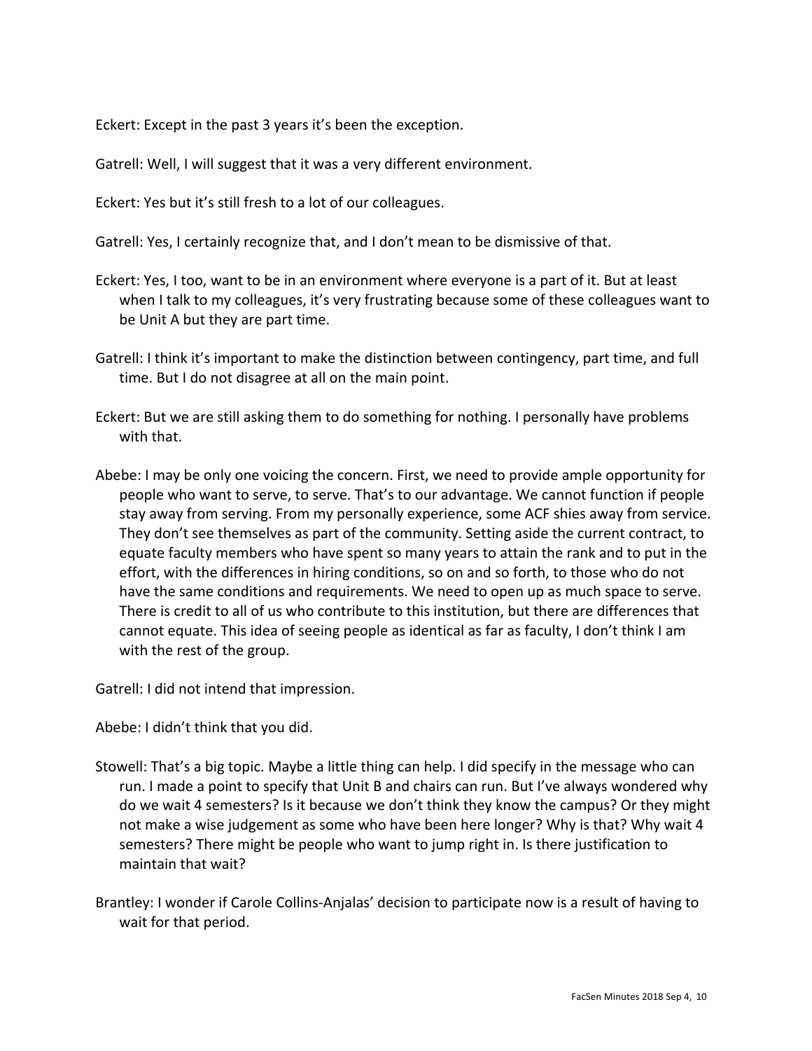Eckert: Except in the past 3 years it's been the exception.

Gatrell: Well, I will suggest that it was a very different environment.

Eckert: Yes but it's still fresh to a lot of our colleagues.

Gatrell: Yes, I certainly recognize that, and I don't mean to be dismissive of that.

Eckert: Yes, I too, want to be in an environment where everyone is a part of it. But at least when I talk to my colleagues, it's very frustrating because some of these colleagues want to be Unit A but they are part time.

Gatrell: I think it's important to make the distinction between contingency, part time, and full time. But I do not disagree at all on the main point.

Eckert: But we are still asking them to do something for nothing. I personally have problems with that.

Abebe: I may be only one voicing the concern. First, we need to provide ample opportunity for people who want to serve, to serve. That's to our advantage. We cannot function if people stay away from serving. From my personally experience, some ACF shies away from service. They don't see themselves as part of the community. Setting aside the current contract, to equate faculty members who have spent so many years to attain the rank and to put in the effort, with the differences in hiring conditions, so on and so forth, to those who do not have the same conditions and requirements. We need to open up as much space to serve. There is credit to all of us who contribute to this institution, but there are differences that cannot equate. This idea of seeing people as identical as far as faculty, I don't think I am with the rest of the group.

Gatrell: I did not intend that impression.

Abebe: I didn't think that you did.

Stowell: That's a big topic. Maybe a little thing can help. I did specify in the message who can run. I made a point to specify that Unit B and chairs can run. But I've always wondered why do we wait 4 semesters? Is it because we don't think they know the campus? Or they might not make a wise judgement as some who have been here longer? Why is that? Why wait 4 semesters? There might be people who want to jump right in. Is there justification to maintain that wait?

Brantley: I wonder if Carole Collins-Anjalas' decision to participate now is a result of having to wait for that period.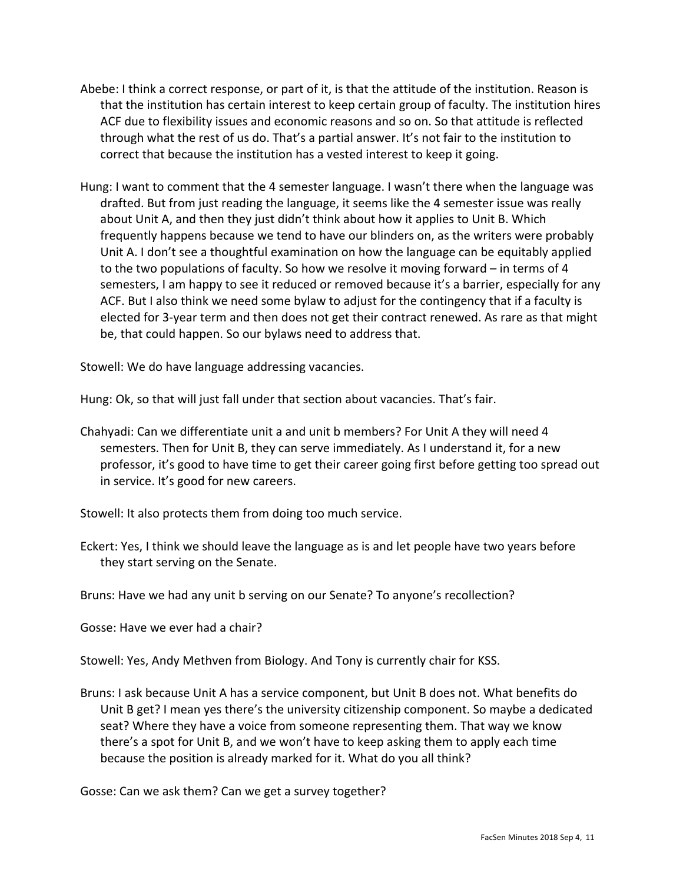Abebe: I think a correct response, or part of it, is that the attitude of the institution. Reason is that the institution has certain interest to keep certain group of faculty. The institution hires ACF due to flexibility issues and economic reasons and so on. So that attitude is reflected through what the rest of us do. That's a partial answer. It's not fair to the institution to correct that because the institution has a vested interest to keep it going.

Hung: I want to comment that the 4 semester language. I wasn't there when the language was drafted. But from just reading the language, it seems like the 4 semester issue was really about Unit A, and then they just didn't think about how it applies to Unit B. Which frequently happens because we tend to have our blinders on, as the writers were probably Unit A. I don't see a thoughtful examination on how the language can be equitably applied to the two populations of faculty. So how we resolve it moving forward – in terms of 4 semesters, I am happy to see it reduced or removed because it's a barrier, especially for any ACF. But I also think we need some bylaw to adjust for the contingency that if a faculty is elected for 3-year term and then does not get their contract renewed. As rare as that might be, that could happen. So our bylaws need to address that.

Stowell: We do have language addressing vacancies.

Hung: Ok, so that will just fall under that section about vacancies. That's fair.

Chahyadi: Can we differentiate unit a and unit b members? For Unit A they will need 4 semesters. Then for Unit B, they can serve immediately. As I understand it, for a new professor, it's good to have time to get their career going first before getting too spread out in service. It's good for new careers.

Stowell: It also protects them from doing too much service.

Eckert: Yes, I think we should leave the language as is and let people have two years before they start serving on the Senate.

Bruns: Have we had any unit b serving on our Senate? To anyone's recollection?

Gosse: Have we ever had a chair?

Stowell: Yes, Andy Methven from Biology. And Tony is currently chair for KSS.

Bruns: I ask because Unit A has a service component, but Unit B does not. What benefits do Unit B get? I mean yes there's the university citizenship component. So maybe a dedicated seat? Where they have a voice from someone representing them. That way we know there's a spot for Unit B, and we won't have to keep asking them to apply each time because the position is already marked for it. What do you all think?

Gosse: Can we ask them? Can we get a survey together?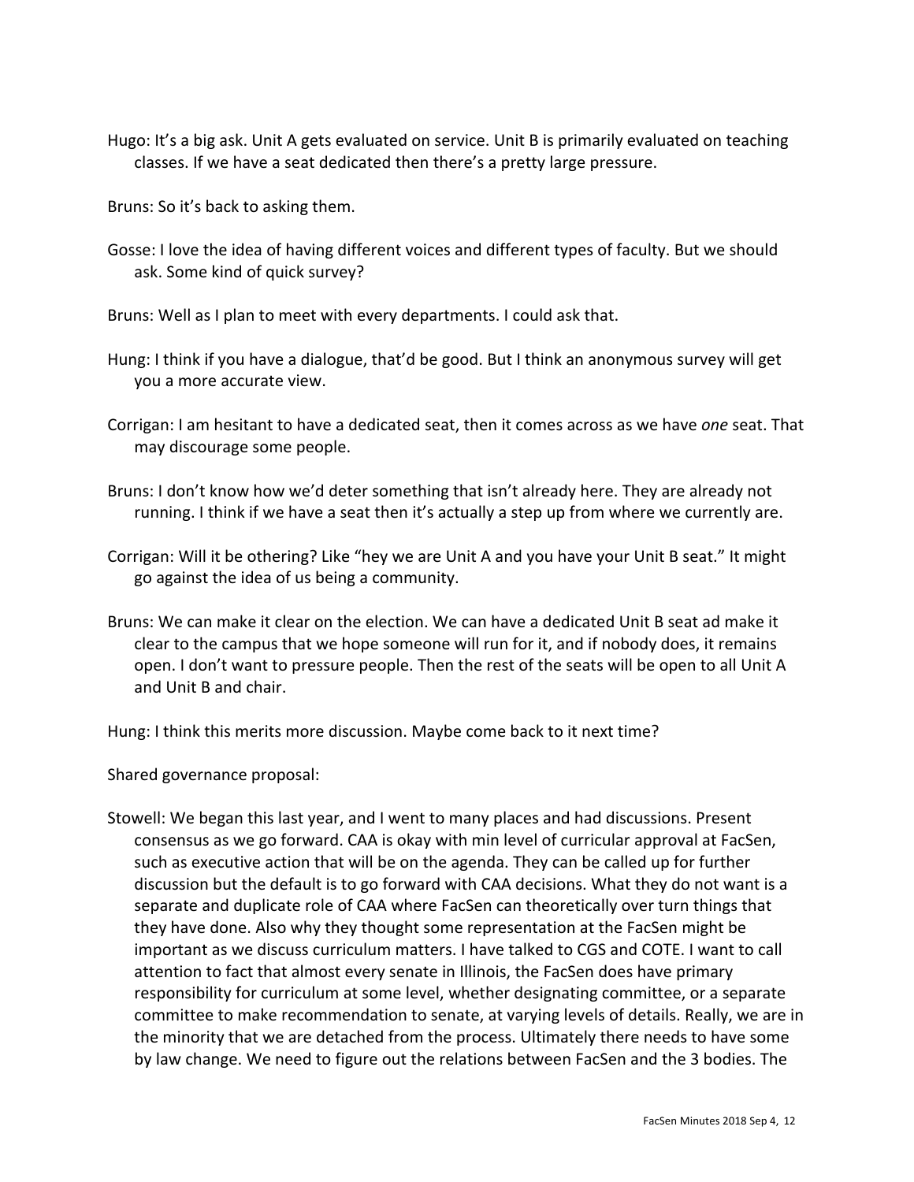Hugo: It's a big ask. Unit A gets evaluated on service. Unit B is primarily evaluated on teaching classes. If we have a seat dedicated then there's a pretty large pressure.

Bruns: So it's back to asking them.

Gosse: I love the idea of having different voices and different types of faculty. But we should ask. Some kind of quick survey?

Bruns: Well as I plan to meet with every departments. I could ask that.

Hung: I think if you have a dialogue, that'd be good. But I think an anonymous survey will get you a more accurate view.

Corrigan: I am hesitant to have a dedicated seat, then it comes across as we have *one* seat. That may discourage some people.

Bruns: I don't know how we'd deter something that isn't already here. They are already not running. I think if we have a seat then it's actually a step up from where we currently are.

Corrigan: Will it be othering? Like "hey we are Unit A and you have your Unit B seat." It might go against the idea of us being a community.

Bruns: We can make it clear on the election. We can have a dedicated Unit B seat ad make it clear to the campus that we hope someone will run for it, and if nobody does, it remains open. I don't want to pressure people. Then the rest of the seats will be open to all Unit A and Unit B and chair.

Hung: I think this merits more discussion. Maybe come back to it next time?

Shared governance proposal:

Stowell: We began this last year, and I went to many places and had discussions. Present consensus as we go forward. CAA is okay with min level of curricular approval at FacSen, such as executive action that will be on the agenda. They can be called up for further discussion but the default is to go forward with CAA decisions. What they do not want is a separate and duplicate role of CAA where FacSen can theoretically over turn things that they have done. Also why they thought some representation at the FacSen might be important as we discuss curriculum matters. I have talked to CGS and COTE. I want to call attention to fact that almost every senate in Illinois, the FacSen does have primary responsibility for curriculum at some level, whether designating committee, or a separate committee to make recommendation to senate, at varying levels of details. Really, we are in the minority that we are detached from the process. Ultimately there needs to have some by law change. We need to figure out the relations between FacSen and the 3 bodies. The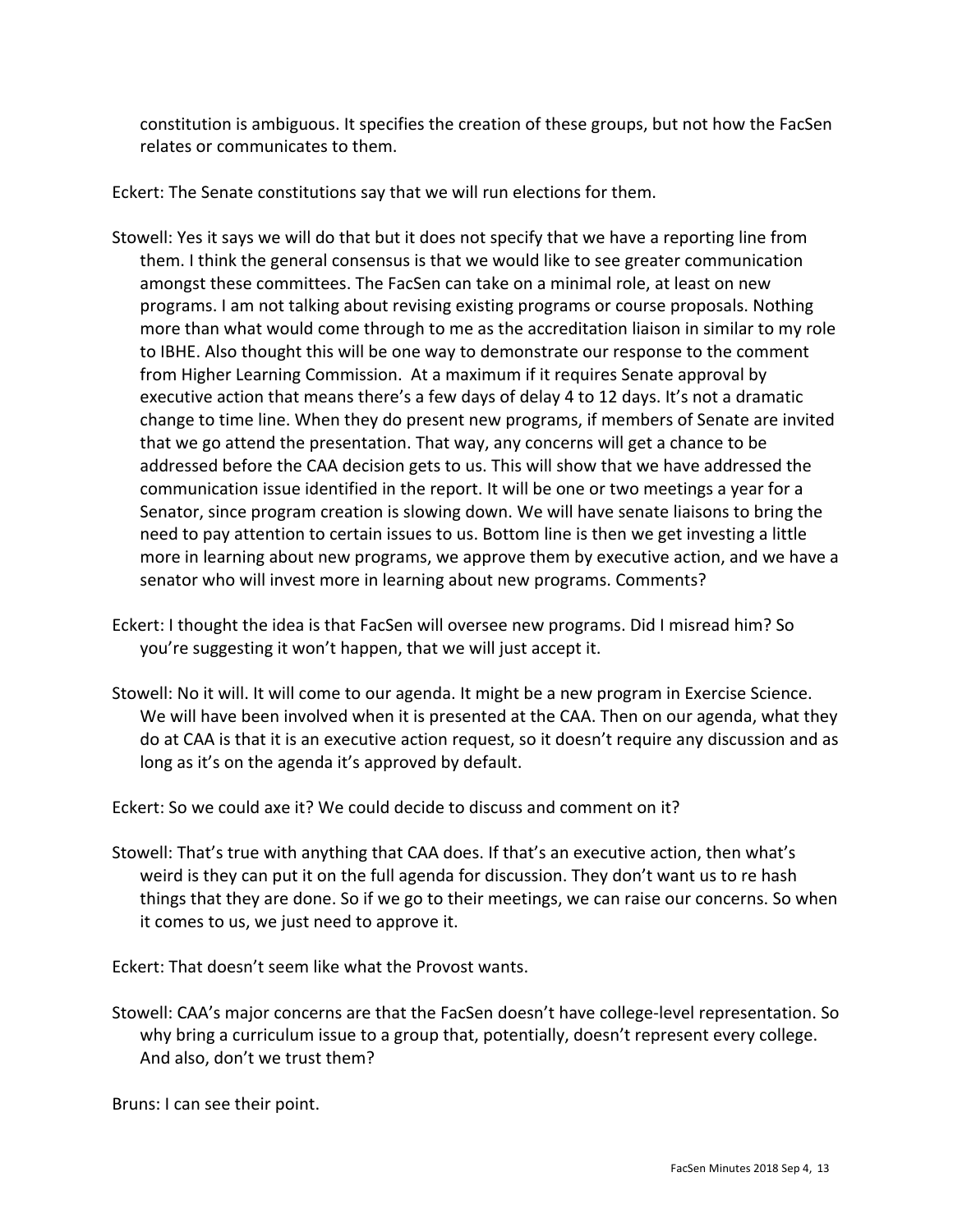constitution is ambiguous. It specifies the creation of these groups, but not how the FacSen relates or communicates to them.

Eckert: The Senate constitutions say that we will run elections for them.

Stowell: Yes it says we will do that but it does not specify that we have a reporting line from them. I think the general consensus is that we would like to see greater communication amongst these committees. The FacSen can take on a minimal role, at least on new programs. I am not talking about revising existing programs or course proposals. Nothing more than what would come through to me as the accreditation liaison in similar to my role to IBHE. Also thought this will be one way to demonstrate our response to the comment from Higher Learning Commission. At a maximum if it requires Senate approval by executive action that means there's a few days of delay 4 to 12 days. It's not a dramatic change to time line. When they do present new programs, if members of Senate are invited that we go attend the presentation. That way, any concerns will get a chance to be addressed before the CAA decision gets to us. This will show that we have addressed the communication issue identified in the report. It will be one or two meetings a year for a Senator, since program creation is slowing down. We will have senate liaisons to bring the need to pay attention to certain issues to us. Bottom line is then we get investing a little more in learning about new programs, we approve them by executive action, and we have a senator who will invest more in learning about new programs. Comments?

Eckert: I thought the idea is that FacSen will oversee new programs. Did I misread him? So you're suggesting it won't happen, that we will just accept it.

Stowell: No it will. It will come to our agenda. It might be a new program in Exercise Science. We will have been involved when it is presented at the CAA. Then on our agenda, what they do at CAA is that it is an executive action request, so it doesn't require any discussion and as long as it's on the agenda it's approved by default.

Eckert: So we could axe it? We could decide to discuss and comment on it?

Stowell: That's true with anything that CAA does. If that's an executive action, then what's weird is they can put it on the full agenda for discussion. They don't want us to re hash things that they are done. So if we go to their meetings, we can raise our concerns. So when it comes to us, we just need to approve it.

Eckert: That doesn't seem like what the Provost wants.

Stowell: CAA's major concerns are that the FacSen doesn't have college-level representation. So why bring a curriculum issue to a group that, potentially, doesn't represent every college. And also, don't we trust them?

Bruns: I can see their point.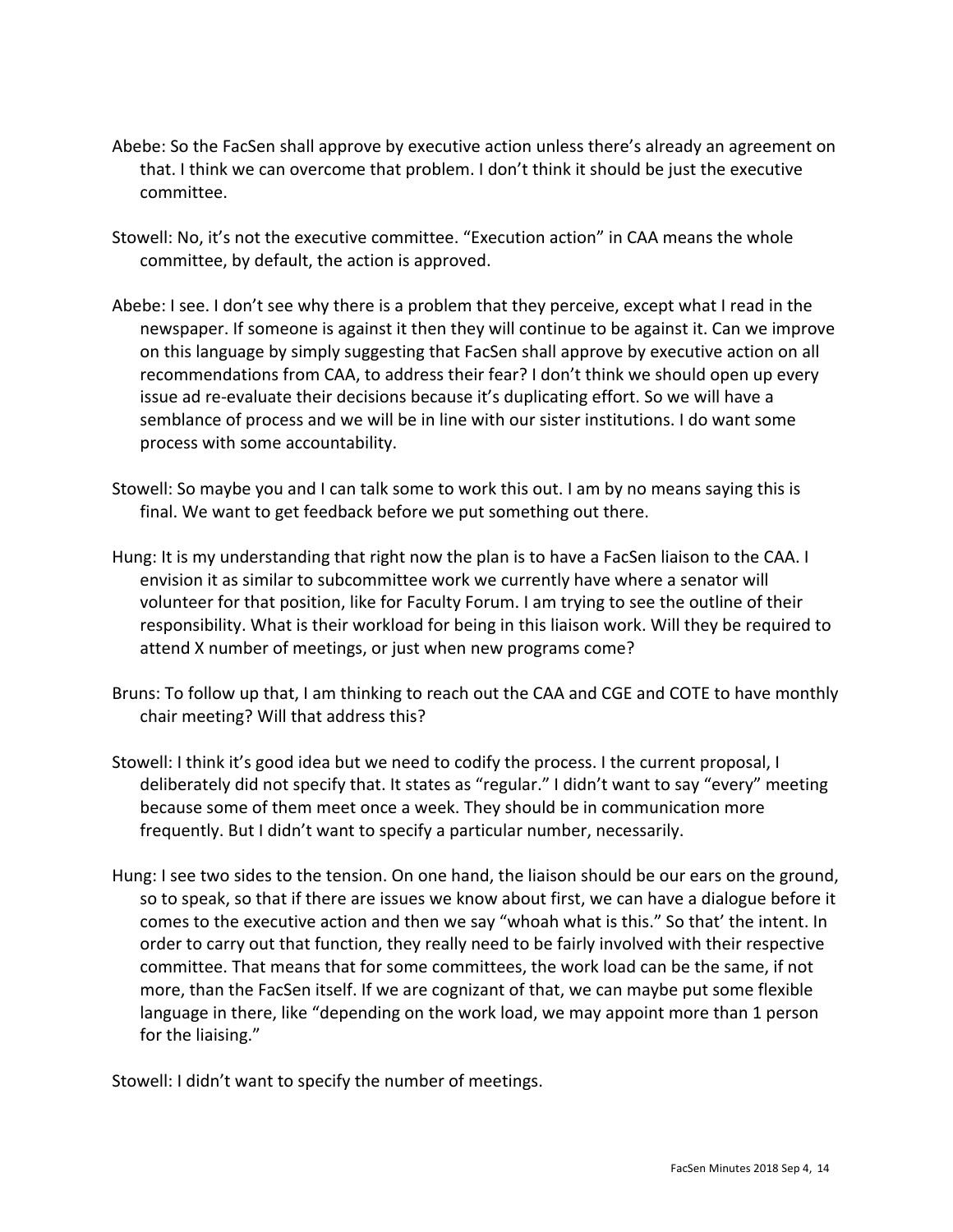Abebe: So the FacSen shall approve by executive action unless there's already an agreement on that. I think we can overcome that problem. I don't think it should be just the executive committee.

Stowell: No, it's not the executive committee. "Execution action" in CAA means the whole committee, by default, the action is approved.

Abebe: I see. I don't see why there is a problem that they perceive, except what I read in the newspaper. If someone is against it then they will continue to be against it. Can we improve on this language by simply suggesting that FacSen shall approve by executive action on all recommendations from CAA, to address their fear? I don't think we should open up every issue ad re-evaluate their decisions because it's duplicating effort. So we will have a semblance of process and we will be in line with our sister institutions. I do want some process with some accountability.

Stowell: So maybe you and I can talk some to work this out. I am by no means saying this is final. We want to get feedback before we put something out there.

Hung: It is my understanding that right now the plan is to have a FacSen liaison to the CAA. I envision it as similar to subcommittee work we currently have where a senator will volunteer for that position, like for Faculty Forum. I am trying to see the outline of their responsibility. What is their workload for being in this liaison work. Will they be required to attend X number of meetings, or just when new programs come?

Bruns: To follow up that, I am thinking to reach out the CAA and CGE and COTE to have monthly chair meeting? Will that address this?

Stowell: I think it's good idea but we need to codify the process. I the current proposal, I deliberately did not specify that. It states as "regular." I didn't want to say "every" meeting because some of them meet once a week. They should be in communication more frequently. But I didn't want to specify a particular number, necessarily.

Hung: I see two sides to the tension. On one hand, the liaison should be our ears on the ground, so to speak, so that if there are issues we know about first, we can have a dialogue before it comes to the executive action and then we say "whoah what is this." So that' the intent. In order to carry out that function, they really need to be fairly involved with their respective committee. That means that for some committees, the work load can be the same, if not more, than the FacSen itself. If we are cognizant of that, we can maybe put some flexible language in there, like "depending on the work load, we may appoint more than 1 person for the liaising."

Stowell: I didn't want to specify the number of meetings.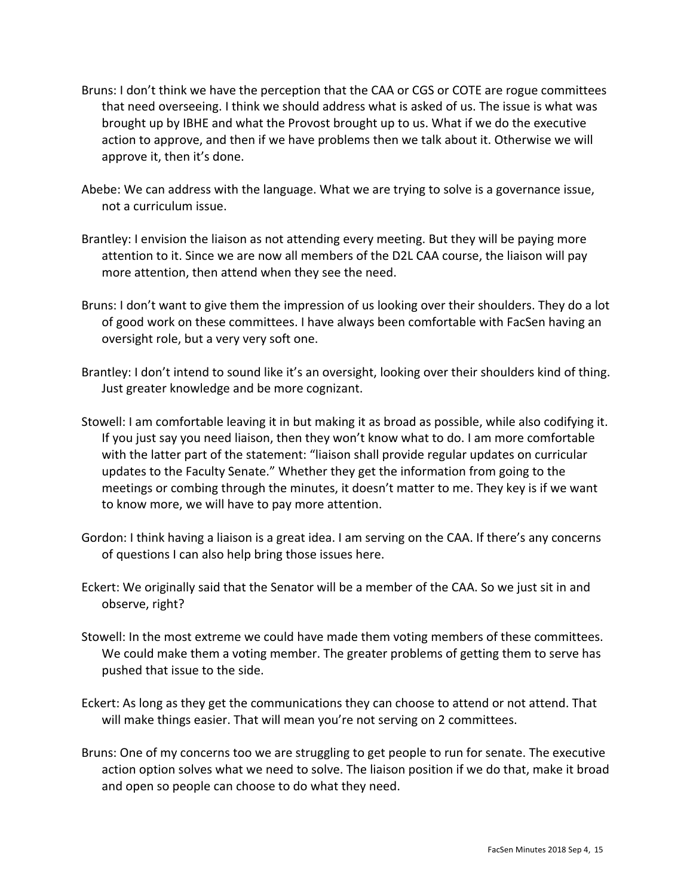Bruns: I don't think we have the perception that the CAA or CGS or COTE are rogue committees that need overseeing. I think we should address what is asked of us. The issue is what was brought up by IBHE and what the Provost brought up to us. What if we do the executive action to approve, and then if we have problems then we talk about it. Otherwise we will approve it, then it's done.

Abebe: We can address with the language. What we are trying to solve is a governance issue, not a curriculum issue.

Brantley: I envision the liaison as not attending every meeting. But they will be paying more attention to it. Since we are now all members of the D2L CAA course, the liaison will pay more attention, then attend when they see the need.

Bruns: I don't want to give them the impression of us looking over their shoulders. They do a lot of good work on these committees. I have always been comfortable with FacSen having an oversight role, but a very very soft one.

Brantley: I don't intend to sound like it's an oversight, looking over their shoulders kind of thing. Just greater knowledge and be more cognizant.

Stowell: I am comfortable leaving it in but making it as broad as possible, while also codifying it. If you just say you need liaison, then they won't know what to do. I am more comfortable with the latter part of the statement: "liaison shall provide regular updates on curricular updates to the Faculty Senate." Whether they get the information from going to the meetings or combing through the minutes, it doesn't matter to me. They key is if we want to know more, we will have to pay more attention.

Gordon: I think having a liaison is a great idea. I am serving on the CAA. If there's any concerns of questions I can also help bring those issues here.

Eckert: We originally said that the Senator will be a member of the CAA. So we just sit in and observe, right?

Stowell: In the most extreme we could have made them voting members of these committees. We could make them a voting member. The greater problems of getting them to serve has pushed that issue to the side.

Eckert: As long as they get the communications they can choose to attend or not attend. That will make things easier. That will mean you're not serving on 2 committees.

Bruns: One of my concerns too we are struggling to get people to run for senate. The executive action option solves what we need to solve. The liaison position if we do that, make it broad and open so people can choose to do what they need.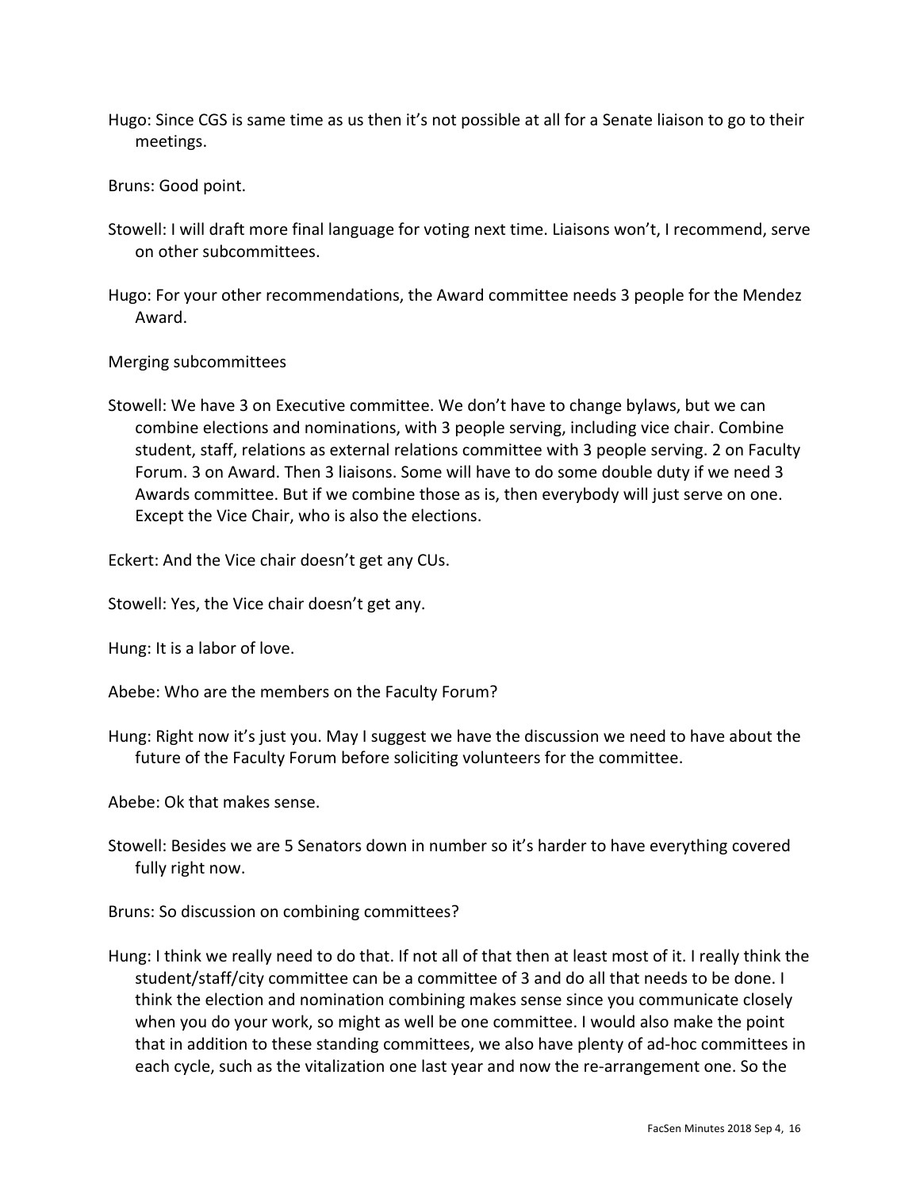Hugo: Since CGS is same time as us then it's not possible at all for a Senate liaison to go to their meetings.

Bruns: Good point.

Stowell: I will draft more final language for voting next time. Liaisons won't, I recommend, serve on other subcommittees.

Hugo: For your other recommendations, the Award committee needs 3 people for the Mendez Award.

Merging subcommittees

Stowell: We have 3 on Executive committee. We don't have to change bylaws, but we can combine elections and nominations, with 3 people serving, including vice chair. Combine student, staff, relations as external relations committee with 3 people serving. 2 on Faculty Forum. 3 on Award. Then 3 liaisons. Some will have to do some double duty if we need 3 Awards committee. But if we combine those as is, then everybody will just serve on one. Except the Vice Chair, who is also the elections.

Eckert: And the Vice chair doesn't get any CUs.

Stowell: Yes, the Vice chair doesn't get any.

Hung: It is a labor of love.

Abebe: Who are the members on the Faculty Forum?

Hung: Right now it's just you. May I suggest we have the discussion we need to have about the future of the Faculty Forum before soliciting volunteers for the committee.

Abebe: Ok that makes sense.

Stowell: Besides we are 5 Senators down in number so it's harder to have everything covered fully right now.

Bruns: So discussion on combining committees?

Hung: I think we really need to do that. If not all of that then at least most of it. I really think the student/staff/city committee can be a committee of 3 and do all that needs to be done. I think the election and nomination combining makes sense since you communicate closely when you do your work, so might as well be one committee. I would also make the point that in addition to these standing committees, we also have plenty of ad-hoc committees in each cycle, such as the vitalization one last year and now the re-arrangement one. So the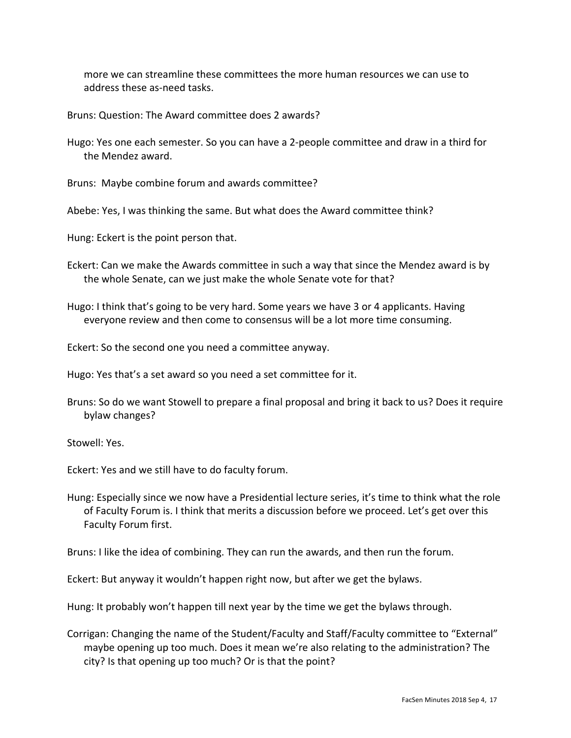more we can streamline these committees the more human resources we can use to address these as-need tasks.

Bruns: Question: The Award committee does 2 awards?

Hugo: Yes one each semester. So you can have a 2-people committee and draw in a third for the Mendez award.

Bruns: Maybe combine forum and awards committee?

Abebe: Yes, I was thinking the same. But what does the Award committee think?

Hung: Eckert is the point person that.

Eckert: Can we make the Awards committee in such a way that since the Mendez award is by the whole Senate, can we just make the whole Senate vote for that?

Hugo: I think that's going to be very hard. Some years we have 3 or 4 applicants. Having everyone review and then come to consensus will be a lot more time consuming.

Eckert: So the second one you need a committee anyway.

Hugo: Yes that's a set award so you need a set committee for it.

Bruns: So do we want Stowell to prepare a final proposal and bring it back to us? Does it require bylaw changes?

Stowell: Yes.

Eckert: Yes and we still have to do faculty forum.

Hung: Especially since we now have a Presidential lecture series, it's time to think what the role of Faculty Forum is. I think that merits a discussion before we proceed. Let's get over this Faculty Forum first.

Bruns: I like the idea of combining. They can run the awards, and then run the forum.

Eckert: But anyway it wouldn't happen right now, but after we get the bylaws.

Hung: It probably won't happen till next year by the time we get the bylaws through.

Corrigan: Changing the name of the Student/Faculty and Staff/Faculty committee to "External" maybe opening up too much. Does it mean we're also relating to the administration? The city? Is that opening up too much? Or is that the point?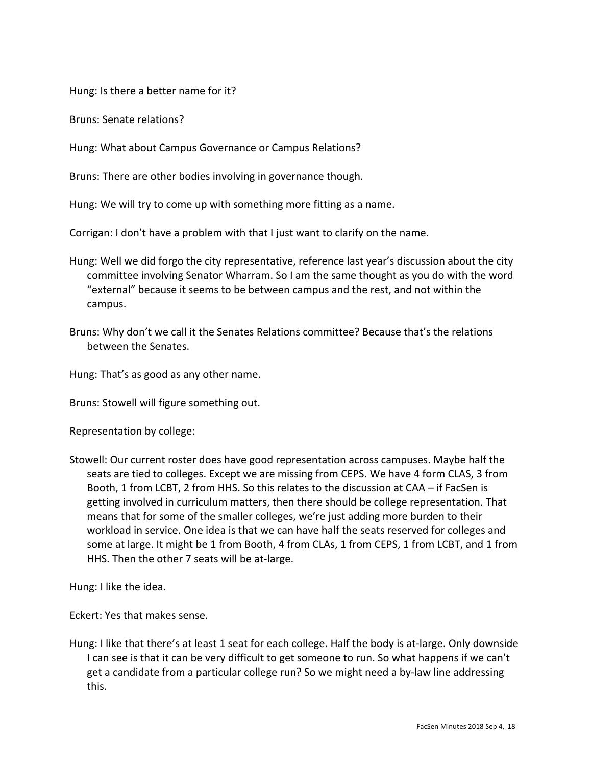Hung: Is there a better name for it?

Bruns: Senate relations?

Hung: What about Campus Governance or Campus Relations?

Bruns: There are other bodies involving in governance though.

Hung: We will try to come up with something more fitting as a name.

Corrigan: I don't have a problem with that I just want to clarify on the name.

Hung: Well we did forgo the city representative, reference last year's discussion about the city committee involving Senator Wharram. So I am the same thought as you do with the word "external" because it seems to be between campus and the rest, and not within the campus.

Bruns: Why don't we call it the Senates Relations committee? Because that's the relations between the Senates.

Hung: That's as good as any other name.

Bruns: Stowell will figure something out.

Representation by college:

Stowell: Our current roster does have good representation across campuses. Maybe half the seats are tied to colleges. Except we are missing from CEPS. We have 4 form CLAS, 3 from Booth, 1 from LCBT, 2 from HHS. So this relates to the discussion at CAA – if FacSen is getting involved in curriculum matters, then there should be college representation. That means that for some of the smaller colleges, we're just adding more burden to their workload in service. One idea is that we can have half the seats reserved for colleges and some at large. It might be 1 from Booth, 4 from CLAs, 1 from CEPS, 1 from LCBT, and 1 from HHS. Then the other 7 seats will be at-large.

Hung: I like the idea.

Eckert: Yes that makes sense.

Hung: I like that there's at least 1 seat for each college. Half the body is at-large. Only downside I can see is that it can be very difficult to get someone to run. So what happens if we can't get a candidate from a particular college run? So we might need a by-law line addressing this.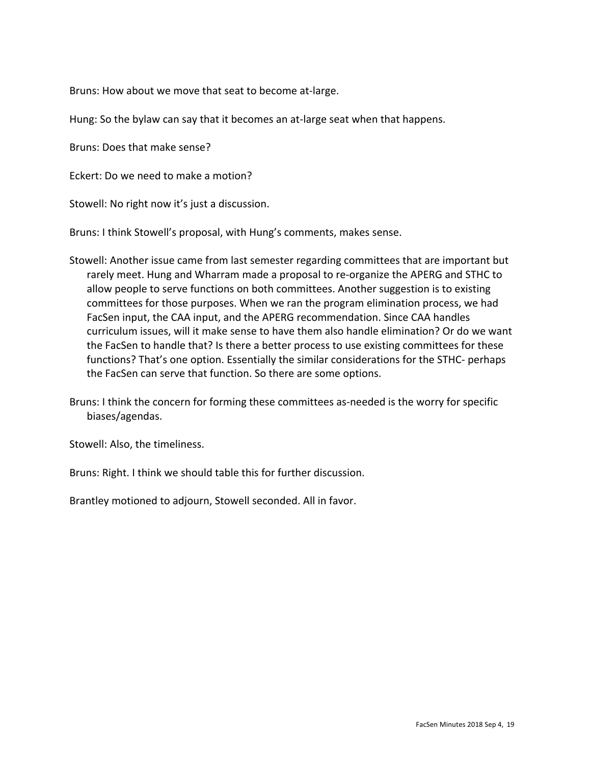Bruns: How about we move that seat to become at-large.

Hung: So the bylaw can say that it becomes an at-large seat when that happens.

Bruns: Does that make sense?

Eckert: Do we need to make a motion?

Stowell: No right now it's just a discussion.

Bruns: I think Stowell's proposal, with Hung's comments, makes sense.

Stowell: Another issue came from last semester regarding committees that are important but rarely meet. Hung and Wharram made a proposal to re-organize the APERG and STHC to allow people to serve functions on both committees. Another suggestion is to existing committees for those purposes. When we ran the program elimination process, we had FacSen input, the CAA input, and the APERG recommendation. Since CAA handles curriculum issues, will it make sense to have them also handle elimination? Or do we want the FacSen to handle that? Is there a better process to use existing committees for these functions? That's one option. Essentially the similar considerations for the STHC- perhaps the FacSen can serve that function. So there are some options.

Bruns: I think the concern for forming these committees as-needed is the worry for specific biases/agendas.

Stowell: Also, the timeliness.

Bruns: Right. I think we should table this for further discussion.

Brantley motioned to adjourn, Stowell seconded. All in favor.